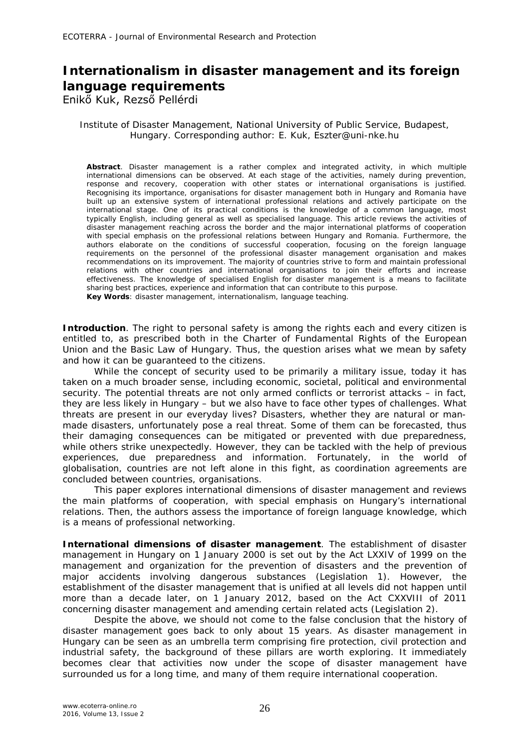# Internationalism in disaster management and its foreign language requirements

Enikő Kuk, Rezső Pellérdi

Institute of Disaster Management, National University of Public Service, Budapest, Hungary. Corresponding author: E. Kuk, Eszter@uni-nke.hu

**Abstract**. Disaster management is a rather complex and integrated activity, in which multiple international dimensions can be observed. At each stage of the activities, namely during prevention, response and recovery, cooperation with other states or international organisations is justified. Recognising its importance, organisations for disaster management both in Hungary and Romania have built up an extensive system of international professional relations and actively participate on the international stage. One of its practical conditions is the knowledge of a common language, most typically English, including general as well as specialised language. This article reviews the activities of disaster management reaching across the border and the major international platforms of cooperation with special emphasis on the professional relations between Hungary and Romania. Furthermore, the authors elaborate on the conditions of successful cooperation, focusing on the foreign language requirements on the personnel of the professional disaster management organisation and makes recommendations on its improvement. The majority of countries strive to form and maintain professional relations with other countries and international organisations to join their efforts and increase effectiveness. The knowledge of specialised English for disaster management is a means to facilitate sharing best practices, experience and information that can contribute to this purpose.

**Key Words**: disaster management, internationalism, language teaching.

**Introduction**. The right to personal safety is among the rights each and every citizen is entitled to, as prescribed both in the Charter of Fundamental Rights of the European Union and the Basic Law of Hungary. Thus, the question arises what we mean by safety and how it can be guaranteed to the citizens.

While the concept of security used to be primarily a military issue, today it has taken on a much broader sense, including economic, societal, political and environmental security. The potential threats are not only armed conflicts or terrorist attacks – in fact, they are less likely in Hungary – but we also have to face other types of challenges. What threats are present in our everyday lives? Disasters, whether they are natural or man-made disasters, unfortunately pose a real threat. Some of them can be forecasted, thus their damaging consequences can be mitigated or prevented with due preparedness, while others strike unexpectedly. However, they can be tackled with the help of previous experiences, due preparedness and information. Fortunately, in the world of globalisation, countries are not left alone in this fight, as coordination agreements are concluded between countries, organisations.

This paper explores international dimensions of disaster management and reviews the main platforms of cooperation, with special emphasis on Hungary's international relations. Then, the authors assess the importance of foreign language knowledge, which is a means of professional networking.

**International dimensions of disaster management**. The establishment of disaster management in Hungary on 1 January 2000 is set out by the Act LXXIV of 1999 on the management and organization for the prevention of disasters and the prevention of major accidents involving dangerous substances (Legislation 1). However, the establishment of the disaster management that is unified at all levels did not happen until more than a decade later, on 1 January 2012, based on the Act CXXVIII of 2011 concerning disaster management and amending certain related acts (Legislation 2).

Despite the above, we should not come to the false conclusion that the history of disaster management goes back to only about 15 years. As disaster management in Hungary can be seen as an umbrella term comprising fire protection, civil protection and industrial safety, the background of these pillars are worth exploring. It immediately becomes clear that activities now under the scope of disaster management have surrounded us for a long time, and many of them require international cooperation.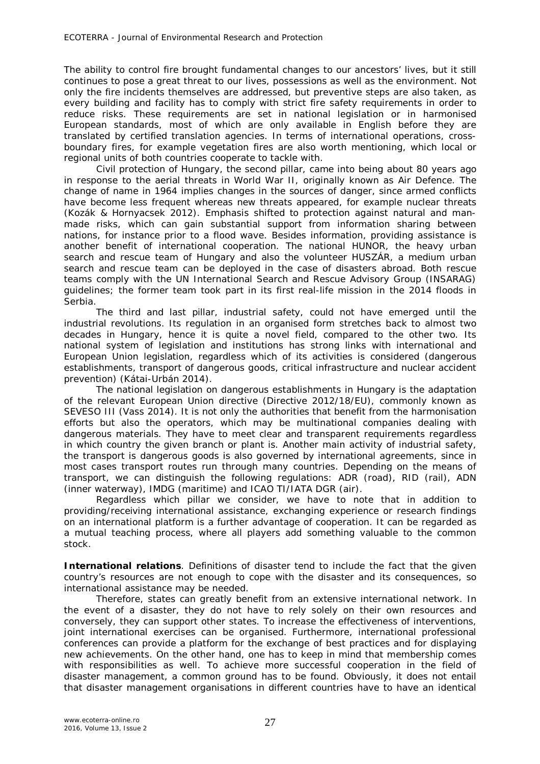The ability to control fire brought fundamental changes to our ancestors' lives, but it still continues to pose a great threat to our lives, possessions as well as the environment. Not only the fire incidents themselves are addressed, but preventive steps are also taken, as every building and facility has to comply with strict fire safety requirements in order to reduce risks. These requirements are set in national legislation or in harmonised European standards, most of which are only available in English before they are translated by certified translation agencies. In terms of international operations, cross-boundary fires, for example vegetation fires are also worth mentioning, which local or regional units of both countries cooperate to tackle with.

Civil protection of Hungary, the second pillar, came into being about 80 years ago in response to the aerial threats in World War II, originally known as Air Defence. The change of name in 1964 implies changes in the sources of danger, since armed conflicts have become less frequent whereas new threats appeared, for example nuclear threats (Kozák & Hornyacsek 2012). Emphasis shifted to protection against natural and man-made risks, which can gain substantial support from information sharing between nations, for instance prior to a flood wave. Besides information, providing assistance is another benefit of international cooperation. The national HUNOR, the heavy urban search and rescue team of Hungary and also the volunteer HUSZÁR, a medium urban search and rescue team can be deployed in the case of disasters abroad. Both rescue teams comply with the UN International Search and Rescue Advisory Group (INSARAG) guidelines; the former team took part in its first real-life mission in the 2014 floods in Serbia.

The third and last pillar, industrial safety, could not have emerged until the industrial revolutions. Its regulation in an organised form stretches back to almost two decades in Hungary, hence it is quite a novel field, compared to the other two. Its national system of legislation and institutions has strong links with international and European Union legislation, regardless which of its activities is considered (dangerous establishments, transport of dangerous goods, critical infrastructure and nuclear accident prevention) (Kátai-Urbán 2014).

The national legislation on dangerous establishments in Hungary is the adaptation of the relevant European Union directive (Directive 2012/18/EU), commonly known as SEVESO III (Vass 2014). It is not only the authorities that benefit from the harmonisation efforts but also the operators, which may be multinational companies dealing with dangerous materials. They have to meet clear and transparent requirements regardless in which country the given branch or plant is. Another main activity of industrial safety, the transport is dangerous goods is also governed by international agreements, since in most cases transport routes run through many countries. Depending on the means of transport, we can distinguish the following regulations: ADR (road), RID (rail), ADN (inner waterway), IMDG (maritime) and ICAO TI/IATA DGR (air).

Regardless which pillar we consider, we have to note that in addition to providing/receiving international assistance, exchanging experience or research findings on an international platform is a further advantage of cooperation. It can be regarded as a mutual teaching process, where all players add something valuable to the common stock.

**International relations**. Definitions of disaster tend to include the fact that the given country's resources are not enough to cope with the disaster and its consequences, so international assistance may be needed.

Therefore, states can greatly benefit from an extensive international network. In the event of a disaster, they do not have to rely solely on their own resources and conversely, they can support other states. To increase the effectiveness of interventions, joint international exercises can be organised. Furthermore, international professional conferences can provide a platform for the exchange of best practices and for displaying new achievements. On the other hand, one has to keep in mind that membership comes with responsibilities as well. To achieve more successful cooperation in the field of disaster management, a common ground has to be found. Obviously, it does not entail that disaster management organisations in different countries have to have an identical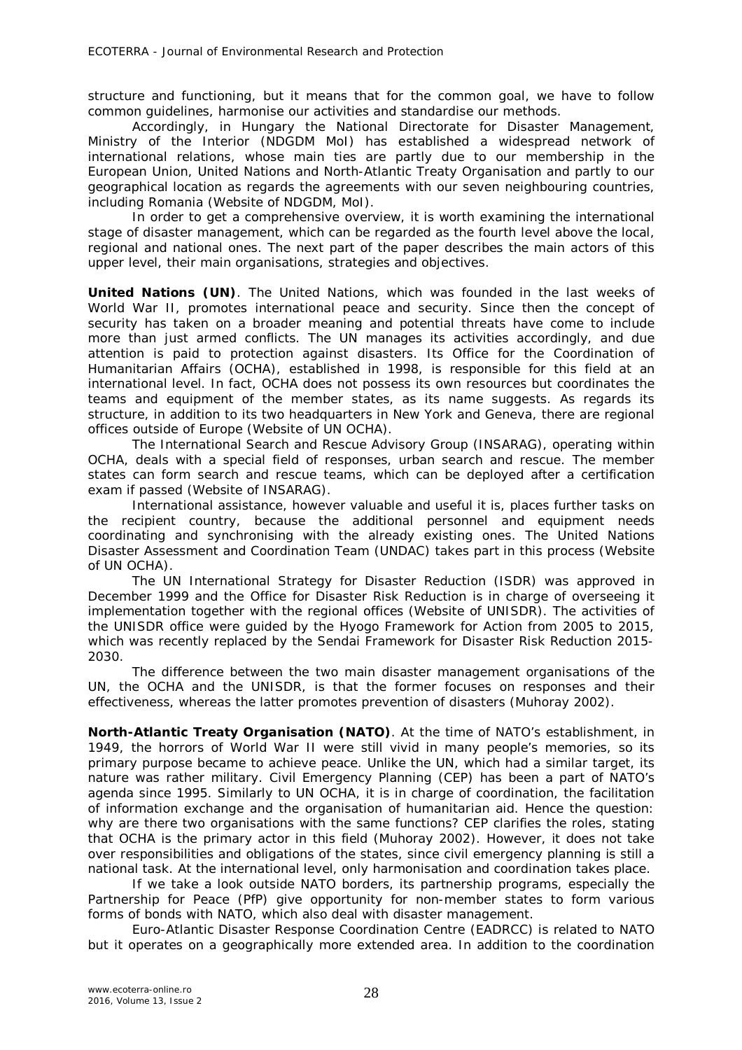structure and functioning, but it means that for the common goal, we have to follow common guidelines, harmonise our activities and standardise our methods.

Accordingly, in Hungary the National Directorate for Disaster Management, Ministry of the Interior (NDGDM MoI) has established a widespread network of international relations, whose main ties are partly due to our membership in the European Union, United Nations and North-Atlantic Treaty Organisation and partly to our geographical location as regards the agreements with our seven neighbouring countries, including Romania (Website of NDGDM, MoI).

In order to get a comprehensive overview, it is worth examining the international stage of disaster management, which can be regarded as the fourth level above the local, regional and national ones. The next part of the paper describes the main actors of this upper level, their main organisations, strategies and objectives.

**United Nations (UN)**. The United Nations, which was founded in the last weeks of World War II, promotes international peace and security. Since then the concept of security has taken on a broader meaning and potential threats have come to include more than just armed conflicts. The UN manages its activities accordingly, and due attention is paid to protection against disasters. Its Office for the Coordination of Humanitarian Affairs (OCHA), established in 1998, is responsible for this field at an international level. In fact, OCHA does not possess its own resources but coordinates the teams and equipment of the member states, as its name suggests. As regards its structure, in addition to its two headquarters in New York and Geneva, there are regional offices outside of Europe (Website of UN OCHA).

The International Search and Rescue Advisory Group (INSARAG), operating within OCHA, deals with a special field of responses, urban search and rescue. The member states can form search and rescue teams, which can be deployed after a certification exam if passed (Website of INSARAG).

International assistance, however valuable and useful it is, places further tasks on the recipient country, because the additional personnel and equipment needs coordinating and synchronising with the already existing ones. The United Nations Disaster Assessment and Coordination Team (UNDAC) takes part in this process (Website of UN OCHA).

The UN International Strategy for Disaster Reduction (ISDR) was approved in December 1999 and the Office for Disaster Risk Reduction is in charge of overseeing it implementation together with the regional offices (Website of UNISDR). The activities of the UNISDR office were guided by the Hyogo Framework for Action from 2005 to 2015, which was recently replaced by the Sendai Framework for Disaster Risk Reduction 2015-2030.

The difference between the two main disaster management organisations of the UN, the OCHA and the UNISDR, is that the former focuses on responses and their effectiveness, whereas the latter promotes prevention of disasters (Muhoray 2002).

**North-Atlantic Treaty Organisation (NATO)**. At the time of NATO's establishment, in 1949, the horrors of World War II were still vivid in many people's memories, so its primary purpose became to achieve peace. Unlike the UN, which had a similar target, its nature was rather military. Civil Emergency Planning (CEP) has been a part of NATO's agenda since 1995. Similarly to UN OCHA, it is in charge of coordination, the facilitation of information exchange and the organisation of humanitarian aid. Hence the question: why are there two organisations with the same functions? CEP clarifies the roles, stating that OCHA is the primary actor in this field (Muhoray 2002). However, it does not take over responsibilities and obligations of the states, since civil emergency planning is still a national task. At the international level, only harmonisation and coordination takes place.

If we take a look outside NATO borders, its partnership programs, especially the Partnership for Peace (PfP) give opportunity for non-member states to form various forms of bonds with NATO, which also deal with disaster management.

Euro-Atlantic Disaster Response Coordination Centre (EADRCC) is related to NATO but it operates on a geographically more extended area. In addition to the coordination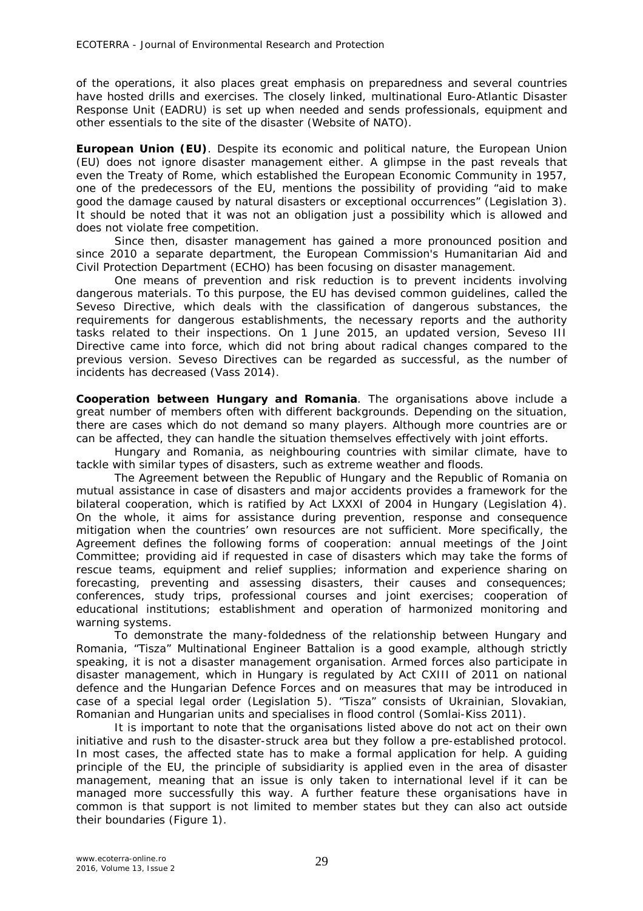of the operations, it also places great emphasis on preparedness and several countries have hosted drills and exercises. The closely linked, multinational Euro-Atlantic Disaster Response Unit (EADRU) is set up when needed and sends professionals, equipment and other essentials to the site of the disaster (Website of NATO).

**European Union (EU)**. Despite its economic and political nature, the European Union (EU) does not ignore disaster management either. A glimpse in the past reveals that even the Treaty of Rome, which established the European Economic Community in 1957, one of the predecessors of the EU, mentions the possibility of providing "aid to make good the damage caused by natural disasters or exceptional occurrences" (Legislation 3). It should be noted that it was not an obligation just a possibility which is allowed and does not violate free competition.

Since then, disaster management has gained a more pronounced position and since 2010 a separate department, the European Commission's Humanitarian Aid and Civil Protection Department (ECHO) has been focusing on disaster management.

One means of prevention and risk reduction is to prevent incidents involving dangerous materials. To this purpose, the EU has devised common guidelines, called the Seveso Directive, which deals with the classification of dangerous substances, the requirements for dangerous establishments, the necessary reports and the authority tasks related to their inspections. On 1 June 2015, an updated version, Seveso III Directive came into force, which did not bring about radical changes compared to the previous version. Seveso Directives can be regarded as successful, as the number of incidents has decreased (Vass 2014).

**Cooperation between Hungary and Romania**. The organisations above include a great number of members often with different backgrounds. Depending on the situation, there are cases which do not demand so many players. Although more countries are or can be affected, they can handle the situation themselves effectively with joint efforts.

Hungary and Romania, as neighbouring countries with similar climate, have to tackle with similar types of disasters, such as extreme weather and floods.

The Agreement between the Republic of Hungary and the Republic of Romania on mutual assistance in case of disasters and major accidents provides a framework for the bilateral cooperation, which is ratified by Act LXXXI of 2004 in Hungary (Legislation 4). On the whole, it aims for assistance during prevention, response and consequence mitigation when the countries' own resources are not sufficient. More specifically, the Agreement defines the following forms of cooperation: annual meetings of the Joint Committee; providing aid if requested in case of disasters which may take the forms of rescue teams, equipment and relief supplies; information and experience sharing on forecasting, preventing and assessing disasters, their causes and consequences; conferences, study trips, professional courses and joint exercises; cooperation of educational institutions; establishment and operation of harmonized monitoring and warning systems.

To demonstrate the many-foldedness of the relationship between Hungary and Romania, "Tisza" Multinational Engineer Battalion is a good example, although strictly speaking, it is not a disaster management organisation. Armed forces also participate in disaster management, which in Hungary is regulated by Act CXIII of 2011 on national defence and the Hungarian Defence Forces and on measures that may be introduced in case of a special legal order (Legislation 5). "Tisza" consists of Ukrainian, Slovakian, Romanian and Hungarian units and specialises in flood control (Somlai-Kiss 2011).

It is important to note that the organisations listed above do not act on their own initiative and rush to the disaster-struck area but they follow a pre-established protocol. In most cases, the affected state has to make a formal application for help. A guiding principle of the EU, the principle of subsidiarity is applied even in the area of disaster management, meaning that an issue is only taken to international level if it can be managed more successfully this way. A further feature these organisations have in common is that support is not limited to member states but they can also act outside their boundaries (Figure 1).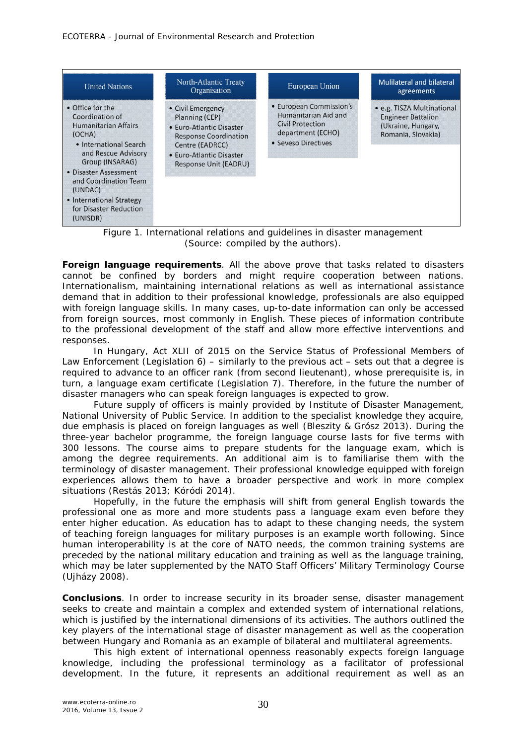| United Nations | North-Atlantic Treaty Organisation | European Union | Mulilateral and bilateral agreements |
|---|---|---|---|
| • Office for the Coordination of Humanitarian Affairs (OCHA)<br>• International Search and Rescue Advisory Group (INSARAG)<br>• Disaster Assessment and Coordination Team (UNDAC)<br>• International Strategy for Disaster Reduction (UNISDR) | • Civil Emergency Planning (CEP)<br>• Euro-Atlantic Disaster Response Coordination Centre (EADRCC)<br>• Euro-Atlantic Disaster Response Unit (EADRU) | • European Commission's Humanitarian Aid and Civil Protection department (ECHO)<br>• Seveso Directives | • e.g. TISZA Multinational Engineer Battalion (Ukraine, Hungary, Romania, Slovakia) |

Figure 1. International relations and guidelines in disaster management (Source: compiled by the authors).

**Foreign language requirements**. All the above prove that tasks related to disasters cannot be confined by borders and might require cooperation between nations. Internationalism, maintaining international relations as well as international assistance demand that in addition to their professional knowledge, professionals are also equipped with foreign language skills. In many cases, up-to-date information can only be accessed from foreign sources, most commonly in English. These pieces of information contribute to the professional development of the staff and allow more effective interventions and responses.

In Hungary, Act XLII of 2015 on the Service Status of Professional Members of Law Enforcement (Legislation 6) – similarly to the previous act – sets out that a degree is required to advance to an officer rank (from second lieutenant), whose prerequisite is, in turn, a language exam certificate (Legislation 7). Therefore, in the future the number of disaster managers who can speak foreign languages is expected to grow.

Future supply of officers is mainly provided by Institute of Disaster Management, National University of Public Service. In addition to the specialist knowledge they acquire, due emphasis is placed on foreign languages as well (Bleszity & Grósz 2013). During the three-year bachelor programme, the foreign language course lasts for five terms with 300 lessons. The course aims to prepare students for the language exam, which is among the degree requirements. An additional aim is to familiarise them with the terminology of disaster management. Their professional knowledge equipped with foreign experiences allows them to have a broader perspective and work in more complex situations (Restás 2013; Kóródi 2014).

Hopefully, in the future the emphasis will shift from general English towards the professional one as more and more students pass a language exam even before they enter higher education. As education has to adapt to these changing needs, the system of teaching foreign languages for military purposes is an example worth following. Since human interoperability is at the core of NATO needs, the common training systems are preceded by the national military education and training as well as the language training, which may be later supplemented by the NATO Staff Officers' Military Terminology Course (Ujházy 2008).

**Conclusions**. In order to increase security in its broader sense, disaster management seeks to create and maintain a complex and extended system of international relations, which is justified by the international dimensions of its activities. The authors outlined the key players of the international stage of disaster management as well as the cooperation between Hungary and Romania as an example of bilateral and multilateral agreements.

This high extent of international openness reasonably expects foreign language knowledge, including the professional terminology as a facilitator of professional development. In the future, it represents an additional requirement as well as an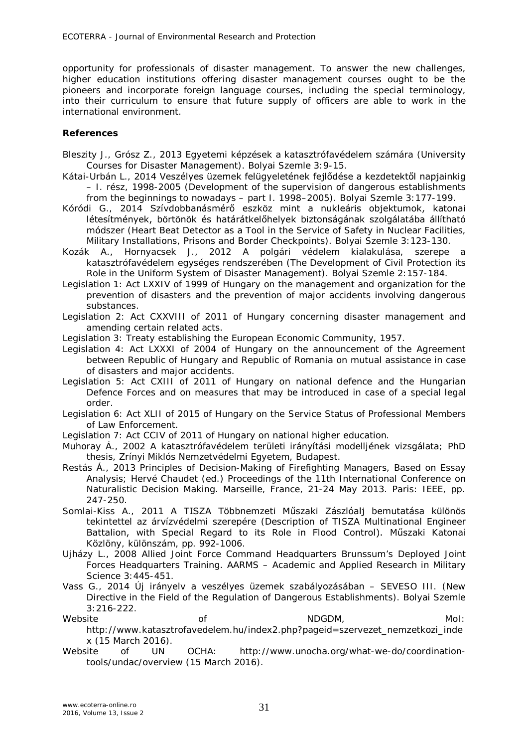opportunity for professionals of disaster management. To answer the new challenges, higher education institutions offering disaster management courses ought to be the pioneers and incorporate foreign language courses, including the special terminology, into their curriculum to ensure that future supply of officers are able to work in the international environment.

**References**

Bleszity J., Grósz Z., 2013 Egyetemi képzések a katasztrófavédelem számára (University Courses for Disaster Management). Bolyai Szemle 3:9-15.

Kátai-Urbán L., 2014 Veszélyes üzemek felügyeletének fejlődése a kezdetektől napjainkig – I. rész, 1998-2005 (Development of the supervision of dangerous establishments from the beginnings to nowadays – part I. 1998–2005). Bolyai Szemle 3:177-199.

Kóródi G., 2014 Szívdobbanásmérő eszköz mint a nukleáris objektumok, katonai létesítmények, börtönök és határátkelőhelyek biztonságának szolgálatába állítható módszer (Heart Beat Detector as a Tool in the Service of Safety in Nuclear Facilities, Military Installations, Prisons and Border Checkpoints). Bolyai Szemle 3:123-130.

Kozák A., Hornyacsek J., 2012 A polgári védelem kialakulása, szerepe a katasztrófavédelem egységes rendszerében (The Development of Civil Protection its Role in the Uniform System of Disaster Management). Bolyai Szemle 2:157-184.

Legislation 1: Act LXXIV of 1999 of Hungary on the management and organization for the prevention of disasters and the prevention of major accidents involving dangerous substances.

Legislation 2: Act CXXVIII of 2011 of Hungary concerning disaster management and amending certain related acts.

Legislation 3: Treaty establishing the European Economic Community, 1957.

Legislation 4: Act LXXXI of 2004 of Hungary on the announcement of the Agreement between Republic of Hungary and Republic of Romania on mutual assistance in case of disasters and major accidents.

Legislation 5: Act CXIII of 2011 of Hungary on national defence and the Hungarian Defence Forces and on measures that may be introduced in case of a special legal order.

Legislation 6: Act XLII of 2015 of Hungary on the Service Status of Professional Members of Law Enforcement.

Legislation 7: Act CCIV of 2011 of Hungary on national higher education.

Muhoray Á., 2002 A katasztrófavédelem területi irányítási modelljének vizsgálata; PhD thesis, Zrínyi Miklós Nemzetvédelmi Egyetem, Budapest.

Restás Á., 2013 Principles of Decision-Making of Firefighting Managers, Based on Essay Analysis; Hervé Chaudet (ed.) Proceedings of the 11th International Conference on Naturalistic Decision Making. Marseille, France, 21-24 May 2013. Paris: IEEE, pp. 247-250.

Somlai-Kiss A., 2011 A TISZA Többnemzeti Műszaki Zászlóalj bemutatása különös tekintettel az árvízvédelmi szerepére (Description of TISZA Multinational Engineer Battalion, with Special Regard to its Role in Flood Control). Műszaki Katonai Közlöny, különszám, pp. 992-1006.

Ujházy L., 2008 Allied Joint Force Command Headquarters Brunssum's Deployed Joint Forces Headquarters Training. AARMS – Academic and Applied Research in Military Science 3:445-451.

Vass G., 2014 Új irányelv a veszélyes üzemek szabályozásában – SEVESO III. (New Directive in the Field of the Regulation of Dangerous Establishments). Bolyai Szemle 3:216-222.

Website of NDGDM, MoI: http://www.katasztrofavedelem.hu/index2.php?pageid=szervezet_nemzetkozi_index (15 March 2016).

Website of UN OCHA: http://www.unocha.org/what-we-do/coordination-tools/undac/overview (15 March 2016).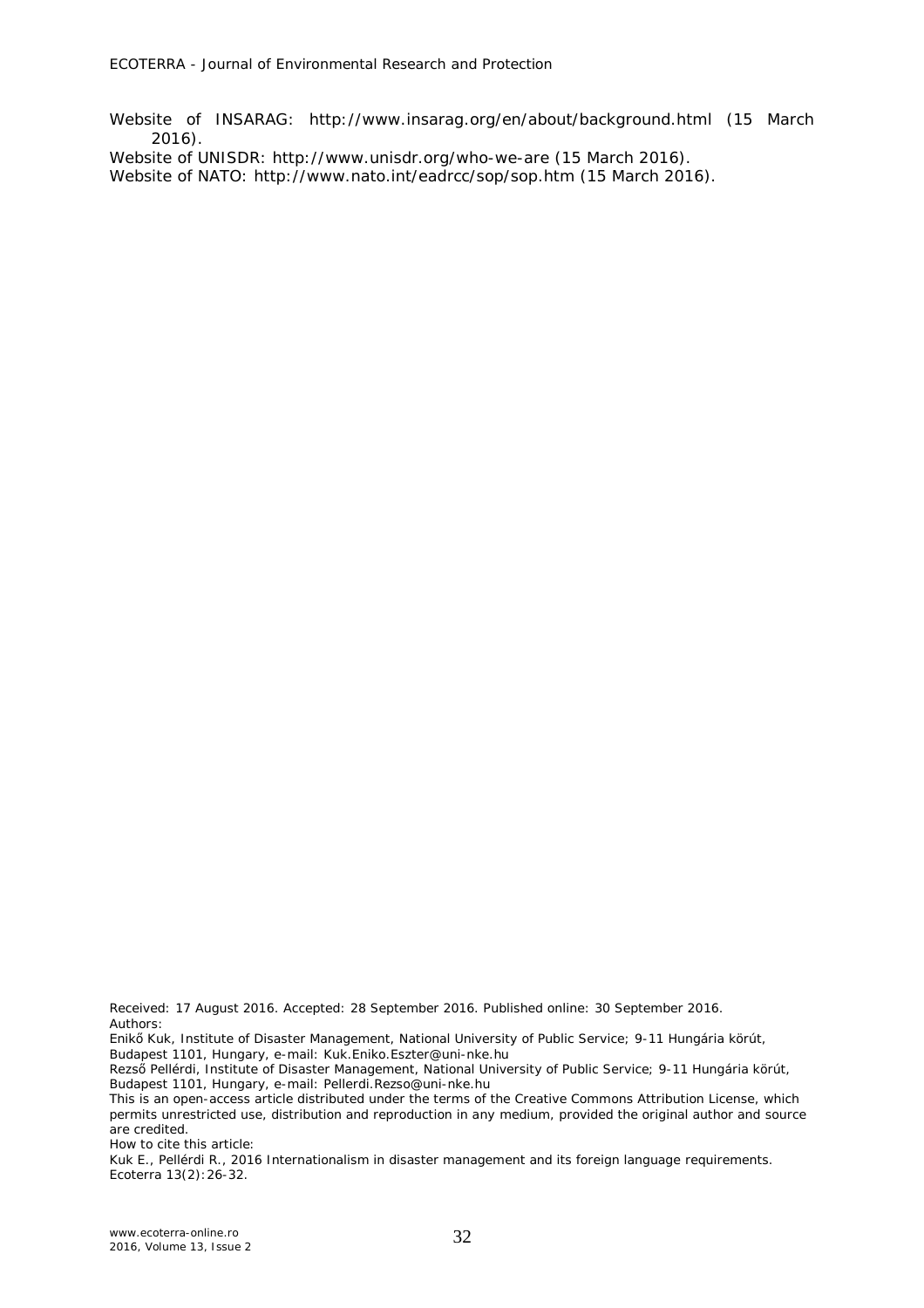Website of INSARAG: http://www.insarag.org/en/about/background.html (15 March 2016).

Website of UNISDR: http://www.unisdr.org/who-we-are (15 March 2016).

Website of NATO: http://www.nato.int/eadrcc/sop/sop.htm (15 March 2016).

Received: 17 August 2016. Accepted: 28 September 2016. Published online: 30 September 2016.

Authors:

Enikő Kuk, Institute of Disaster Management, National University of Public Service; 9-11 Hungária körút, Budapest 1101, Hungary, e-mail: Kuk.Eniko.Eszter@uni-nke.hu

Rezső Pellérdi, Institute of Disaster Management, National University of Public Service; 9-11 Hungária körút, Budapest 1101, Hungary, e-mail: Pellerdi.Rezso@uni-nke.hu

This is an open-access article distributed under the terms of the Creative Commons Attribution License, which permits unrestricted use, distribution and reproduction in any medium, provided the original author and source are credited.

How to cite this article:

Kuk E., Pellérdi R., 2016 Internationalism in disaster management and its foreign language requirements. Ecoterra 13(2):26-32.